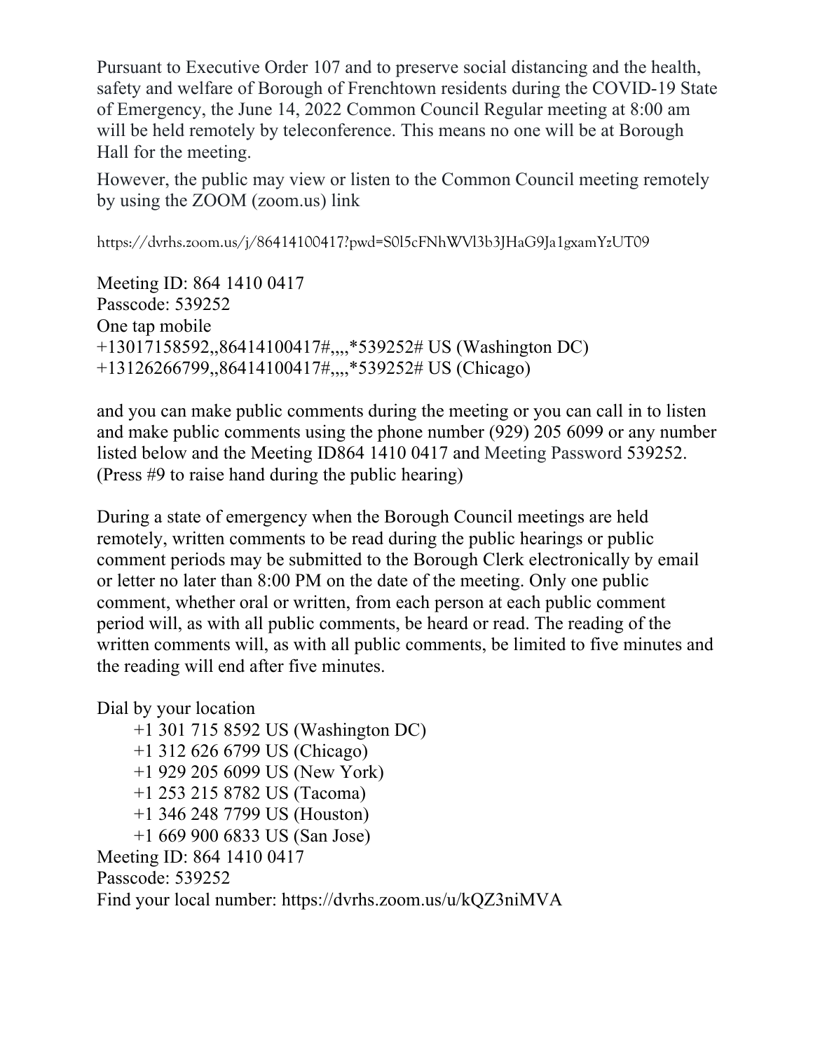Pursuant to Executive Order 107 and to preserve social distancing and the health, safety and welfare of Borough of Frenchtown residents during the COVID-19 State of Emergency, the June 14, 2022 Common Council Regular meeting at 8:00 am will be held remotely by teleconference. This means no one will be at Borough Hall for the meeting.

However, the public may view or listen to the Common Council meeting remotely by using the ZOOM (zoom.us) link

https://dvrhs.zoom.us/j/86414100417?pwd=S0l5cFNhWVl3b3JHaG9Ja1gxamYzUT09

Meeting ID: 864 1410 0417
Passcode: 539252
One tap mobile
+13017158592,,86414100417#,,,,*539252# US (Washington DC)
+13126266799,,86414100417#,,,,*539252# US (Chicago)

and you can make public comments during the meeting or you can call in to listen and make public comments using the phone number (929) 205 6099 or any number listed below and the Meeting ID864 1410 0417 and Meeting Password 539252. (Press #9 to raise hand during the public hearing)

During a state of emergency when the Borough Council meetings are held remotely, written comments to be read during the public hearings or public comment periods may be submitted to the Borough Clerk electronically by email or letter no later than 8:00 PM on the date of the meeting. Only one public comment, whether oral or written, from each person at each public comment period will, as with all public comments, be heard or read. The reading of the written comments will, as with all public comments, be limited to five minutes and the reading will end after five minutes.

Dial by your location
+1 301 715 8592 US (Washington DC)
+1 312 626 6799 US (Chicago)
+1 929 205 6099 US (New York)
+1 253 215 8782 US (Tacoma)
+1 346 248 7799 US (Houston)
+1 669 900 6833 US (San Jose)
Meeting ID: 864 1410 0417
Passcode: 539252
Find your local number: https://dvrhs.zoom.us/u/kQZ3niMVA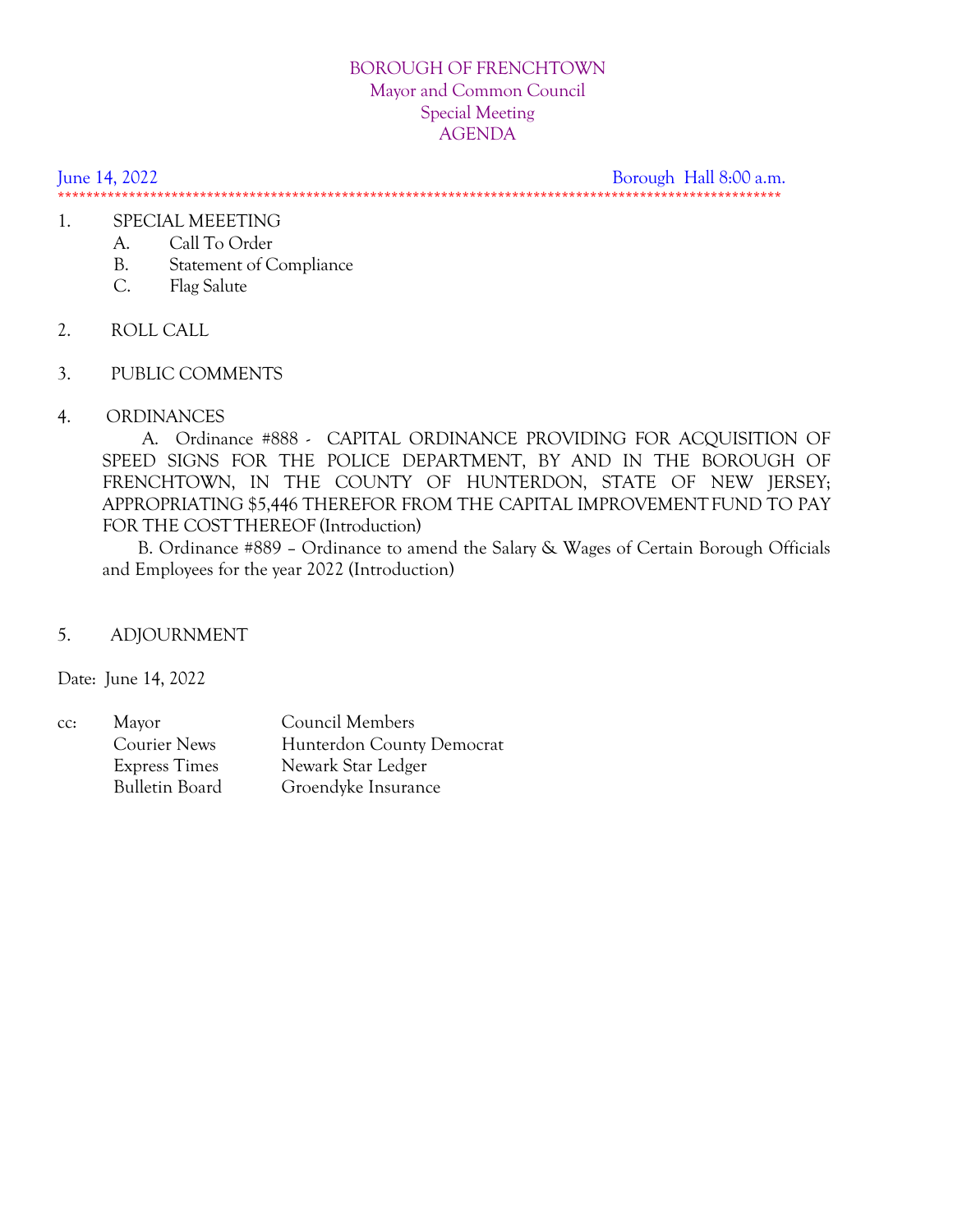# BOROUGH OF FRENCHTOWN
## Mayor and Common Council
## Special Meeting
## AGENDA

June 14, 2022 Borough Hall 8:00 a.m.

****************************************************************************************************

1. SPECIAL MEEETING
   - A. Call To Order
   - B. Statement of Compliance
   - C. Flag Salute

2. ROLL CALL

3. PUBLIC COMMENTS

4. ORDINANCES

   A. Ordinance #888 - CAPITAL ORDINANCE PROVIDING FOR ACQUISITION OF SPEED SIGNS FOR THE POLICE DEPARTMENT, BY AND IN THE BOROUGH OF FRENCHTOWN, IN THE COUNTY OF HUNTERDON, STATE OF NEW JERSEY; APPROPRIATING $5,446 THEREFOR FROM THE CAPITAL IMPROVEMENT FUND TO PAY FOR THE COST THEREOF (Introduction)

   B. Ordinance #889 – Ordinance to amend the Salary & Wages of Certain Borough Officials and Employees for the year 2022 (Introduction)

5. ADJOURNMENT

Date: June 14, 2022

| cc: | | |
|---|---|---|
| | Mayor | Council Members |
| | Courier News | Hunterdon County Democrat |
| | Express Times | Newark Star Ledger |
| | Bulletin Board | Groendyke Insurance |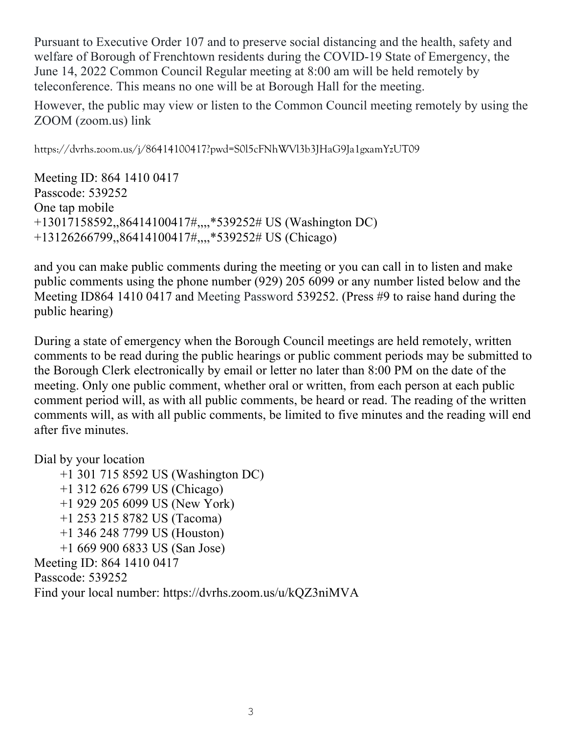Pursuant to Executive Order 107 and to preserve social distancing and the health, safety and welfare of Borough of Frenchtown residents during the COVID-19 State of Emergency, the June 14, 2022 Common Council Regular meeting at 8:00 am will be held remotely by teleconference. This means no one will be at Borough Hall for the meeting.

However, the public may view or listen to the Common Council meeting remotely by using the ZOOM (zoom.us) link

https://dvrhs.zoom.us/j/86414100417?pwd=S0l5cFNhWVl3b3JHaG9Ja1gxamYzUT09

Meeting ID: 864 1410 0417
Passcode: 539252
One tap mobile
+13017158592,,86414100417#,,,,*539252# US (Washington DC)
+13126266799,,86414100417#,,,,*539252# US (Chicago)

and you can make public comments during the meeting or you can call in to listen and make public comments using the phone number (929) 205 6099 or any number listed below and the Meeting ID864 1410 0417 and Meeting Password 539252. (Press #9 to raise hand during the public hearing)

During a state of emergency when the Borough Council meetings are held remotely, written comments to be read during the public hearings or public comment periods may be submitted to the Borough Clerk electronically by email or letter no later than 8:00 PM on the date of the meeting. Only one public comment, whether oral or written, from each person at each public comment period will, as with all public comments, be heard or read. The reading of the written comments will, as with all public comments, be limited to five minutes and the reading will end after five minutes.

Dial by your location
+1 301 715 8592 US (Washington DC)
+1 312 626 6799 US (Chicago)
+1 929 205 6099 US (New York)
+1 253 215 8782 US (Tacoma)
+1 346 248 7799 US (Houston)
+1 669 900 6833 US (San Jose)
Meeting ID: 864 1410 0417
Passcode: 539252
Find your local number: https://dvrhs.zoom.us/u/kQZ3niMVA